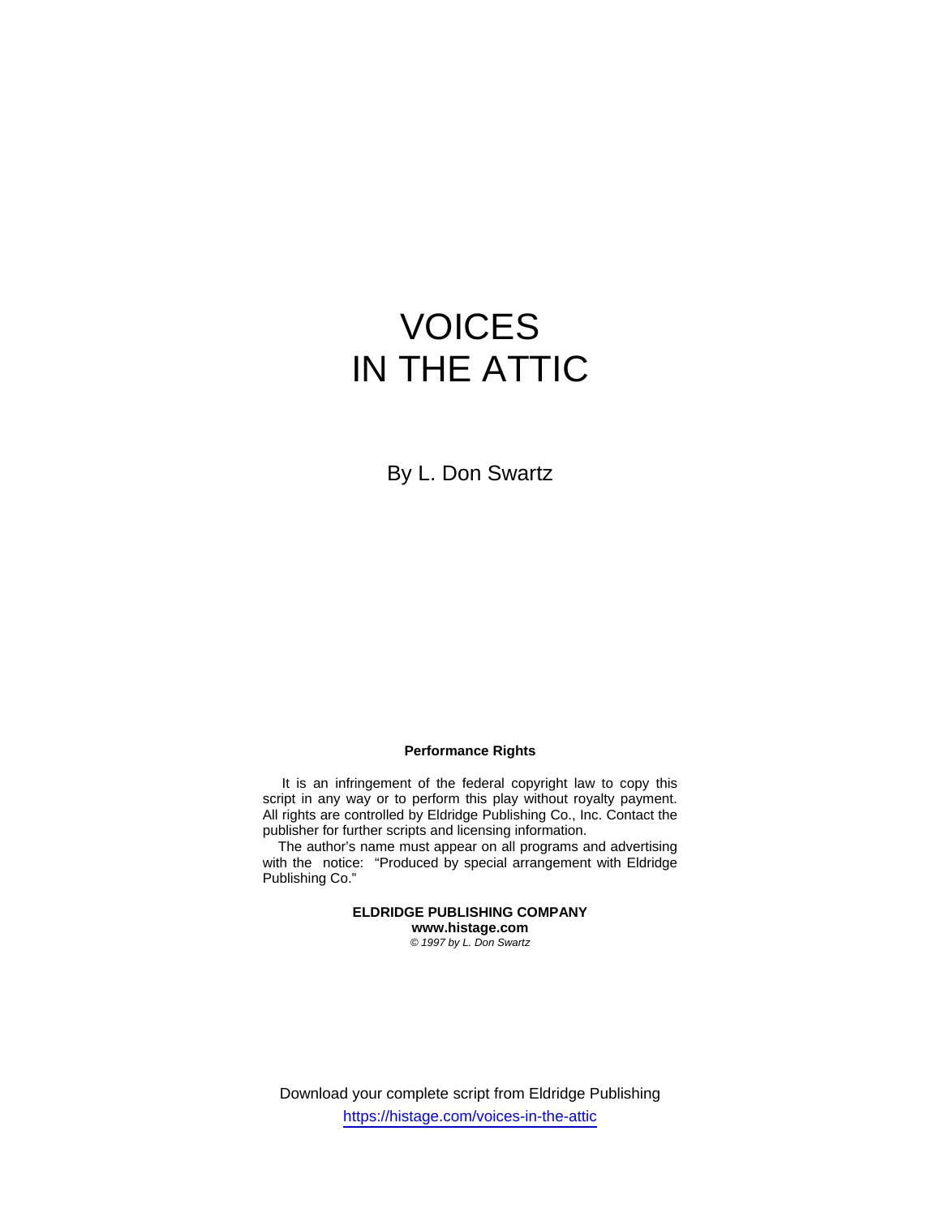# VOICES IN THE ATTIC

By L. Don Swartz

**Performance Rights**

It is an infringement of the federal copyright law to copy this script in any way or to perform this play without royalty payment. All rights are controlled by Eldridge Publishing Co., Inc. Contact the publisher for further scripts and licensing information.

The author's name must appear on all programs and advertising with the notice: "Produced by special arrangement with Eldridge Publishing Co."

**ELDRIDGE PUBLISHING COMPANY**
**www.histage.com**
*© 1997 by L. Don Swartz*

Download your complete script from Eldridge Publishing
https://histage.com/voices-in-the-attic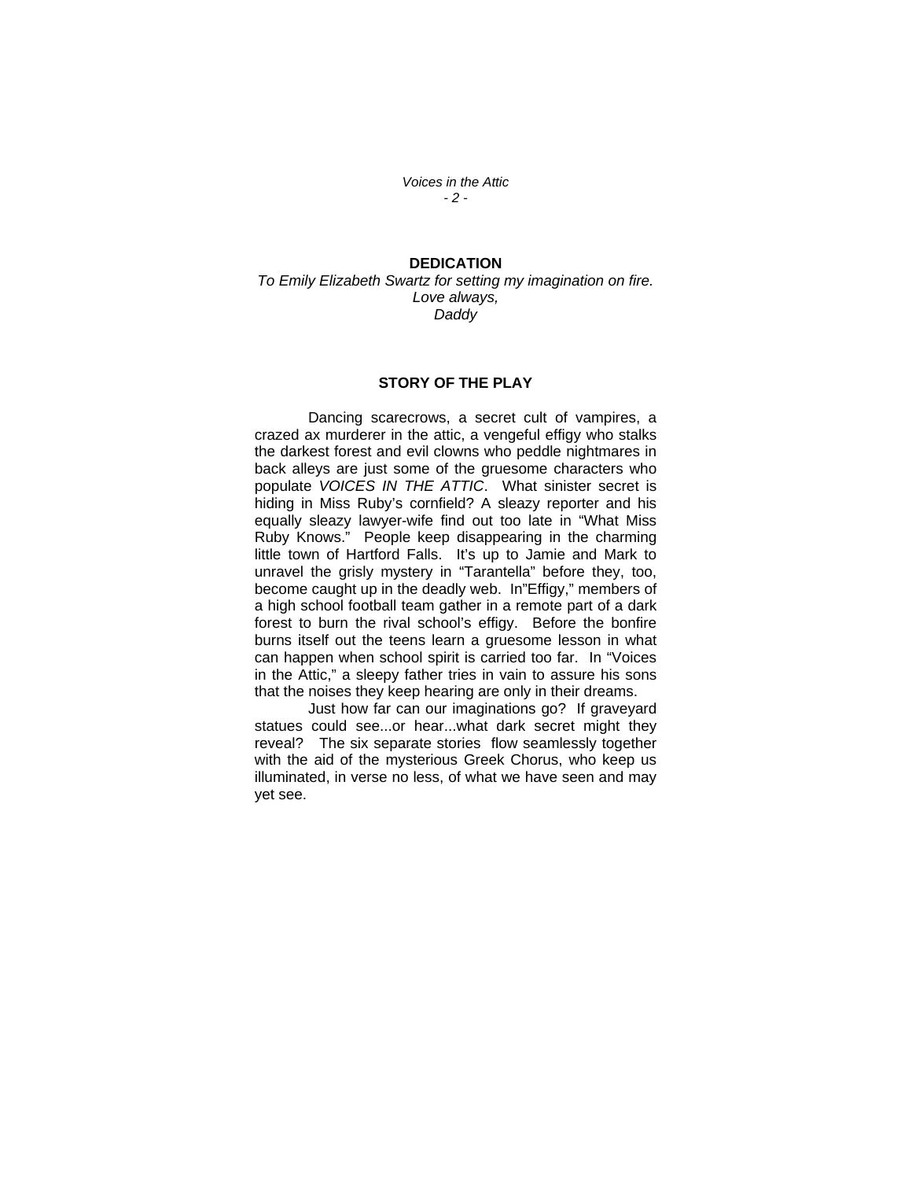## DEDICATION

*To Emily Elizabeth Swartz for setting my imagination on fire.*
*Love always,*
*Daddy*

## STORY OF THE PLAY

Dancing scarecrows, a secret cult of vampires, a crazed ax murderer in the attic, a vengeful effigy who stalks the darkest forest and evil clowns who peddle nightmares in back alleys are just some of the gruesome characters who populate *VOICES IN THE ATTIC*. What sinister secret is hiding in Miss Ruby's cornfield? A sleazy reporter and his equally sleazy lawyer-wife find out too late in "What Miss Ruby Knows." People keep disappearing in the charming little town of Hartford Falls. It's up to Jamie and Mark to unravel the grisly mystery in "Tarantella" before they, too, become caught up in the deadly web. In"Effigy," members of a high school football team gather in a remote part of a dark forest to burn the rival school's effigy. Before the bonfire burns itself out the teens learn a gruesome lesson in what can happen when school spirit is carried too far. In "Voices in the Attic," a sleepy father tries in vain to assure his sons that the noises they keep hearing are only in their dreams.

Just how far can our imaginations go? If graveyard statues could see...or hear...what dark secret might they reveal? The six separate stories flow seamlessly together with the aid of the mysterious Greek Chorus, who keep us illuminated, in verse no less, of what we have seen and may yet see.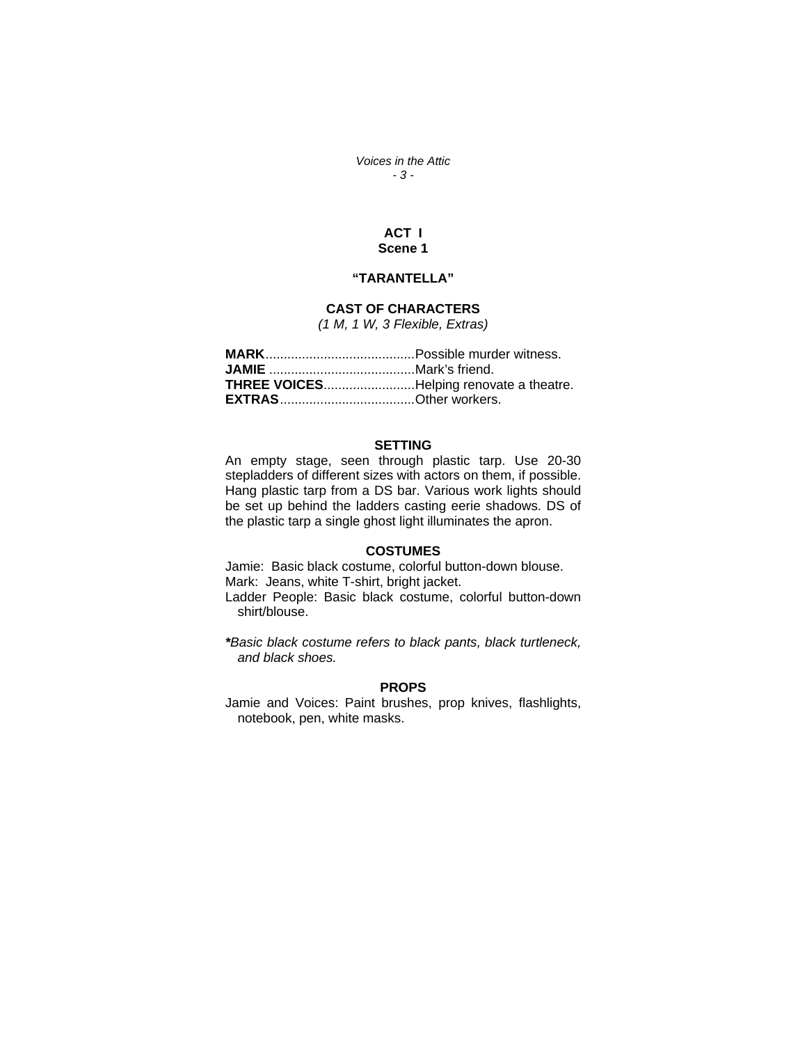# ACT I
## Scene 1

### "TARANTELLA"

### CAST OF CHARACTERS
*(1 M, 1 W, 3 Flexible, Extras)*

**MARK**.........................................Possible murder witness.
**JAMIE** ........................................Mark's friend.
**THREE VOICES**.........................Helping renovate a theatre.
**EXTRAS**.....................................Other workers.

### SETTING
An empty stage, seen through plastic tarp. Use 20-30 stepladders of different sizes with actors on them, if possible. Hang plastic tarp from a DS bar. Various work lights should be set up behind the ladders casting eerie shadows. DS of the plastic tarp a single ghost light illuminates the apron.

### COSTUMES
Jamie: Basic black costume, colorful button-down blouse.
Mark: Jeans, white T-shirt, bright jacket.
Ladder People: Basic black costume, colorful button-down shirt/blouse.

***Basic black costume refers to black pants, black turtleneck, and black shoes.***

### PROPS
Jamie and Voices: Paint brushes, prop knives, flashlights, notebook, pen, white masks.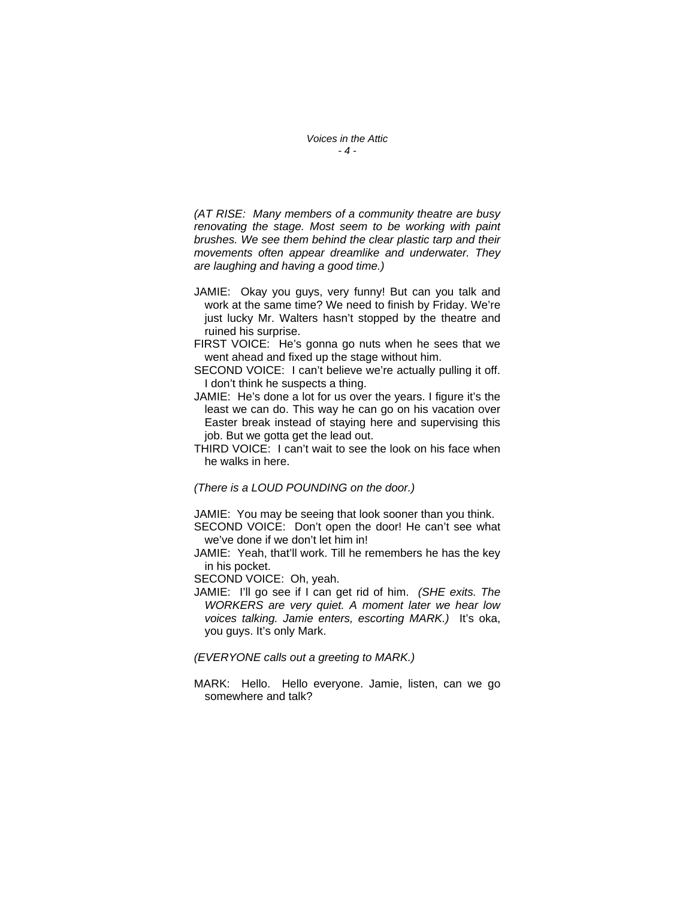*(AT RISE: Many members of a community theatre are busy renovating the stage. Most seem to be working with paint brushes. We see them behind the clear plastic tarp and their movements often appear dreamlike and underwater. They are laughing and having a good time.)*

JAMIE: Okay you guys, very funny! But can you talk and work at the same time? We need to finish by Friday. We're just lucky Mr. Walters hasn't stopped by the theatre and ruined his surprise.

FIRST VOICE: He's gonna go nuts when he sees that we went ahead and fixed up the stage without him.

SECOND VOICE: I can't believe we're actually pulling it off. I don't think he suspects a thing.

JAMIE: He's done a lot for us over the years. I figure it's the least we can do. This way he can go on his vacation over Easter break instead of staying here and supervising this job. But we gotta get the lead out.

THIRD VOICE: I can't wait to see the look on his face when he walks in here.

*(There is a LOUD POUNDING on the door.)*

JAMIE: You may be seeing that look sooner than you think.

SECOND VOICE: Don't open the door! He can't see what we've done if we don't let him in!

JAMIE: Yeah, that'll work. Till he remembers he has the key in his pocket.

SECOND VOICE: Oh, yeah.

JAMIE: I'll go see if I can get rid of him. *(SHE exits. The WORKERS are very quiet. A moment later we hear low voices talking. Jamie enters, escorting MARK.)* It's oka, you guys. It's only Mark.

*(EVERYONE calls out a greeting to MARK.)*

MARK: Hello. Hello everyone. Jamie, listen, can we go somewhere and talk?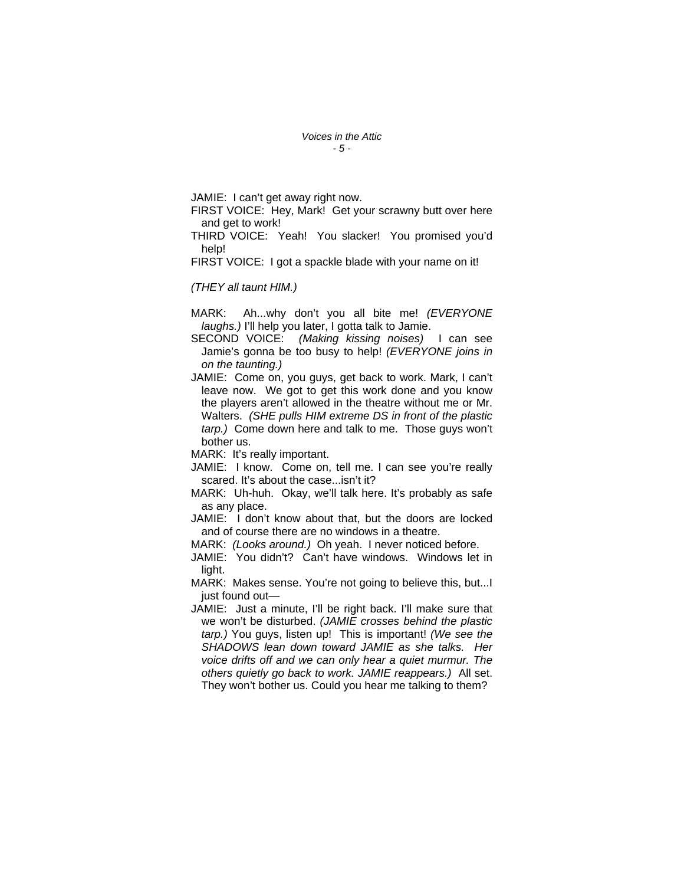JAMIE: I can't get away right now.

FIRST VOICE: Hey, Mark! Get your scrawny butt over here and get to work!

THIRD VOICE: Yeah! You slacker! You promised you'd help!

FIRST VOICE: I got a spackle blade with your name on it!

*(THEY all taunt HIM.)*

MARK: Ah...why don't you all bite me! *(EVERYONE laughs.)* I'll help you later, I gotta talk to Jamie.

SECOND VOICE: *(Making kissing noises)* I can see Jamie's gonna be too busy to help! *(EVERYONE joins in on the taunting.)*

JAMIE: Come on, you guys, get back to work. Mark, I can't leave now. We got to get this work done and you know the players aren't allowed in the theatre without me or Mr. Walters. *(SHE pulls HIM extreme DS in front of the plastic tarp.)* Come down here and talk to me. Those guys won't bother us.

MARK: It's really important.

JAMIE: I know. Come on, tell me. I can see you're really scared. It's about the case...isn't it?

MARK: Uh-huh. Okay, we'll talk here. It's probably as safe as any place.

JAMIE: I don't know about that, but the doors are locked and of course there are no windows in a theatre.

MARK: *(Looks around.)* Oh yeah. I never noticed before.

JAMIE: You didn't? Can't have windows. Windows let in light.

MARK: Makes sense. You're not going to believe this, but...I just found out—

JAMIE: Just a minute, I'll be right back. I'll make sure that we won't be disturbed. *(JAMIE crosses behind the plastic tarp.)* You guys, listen up! This is important! *(We see the SHADOWS lean down toward JAMIE as she talks. Her voice drifts off and we can only hear a quiet murmur. The others quietly go back to work. JAMIE reappears.)* All set. They won't bother us. Could you hear me talking to them?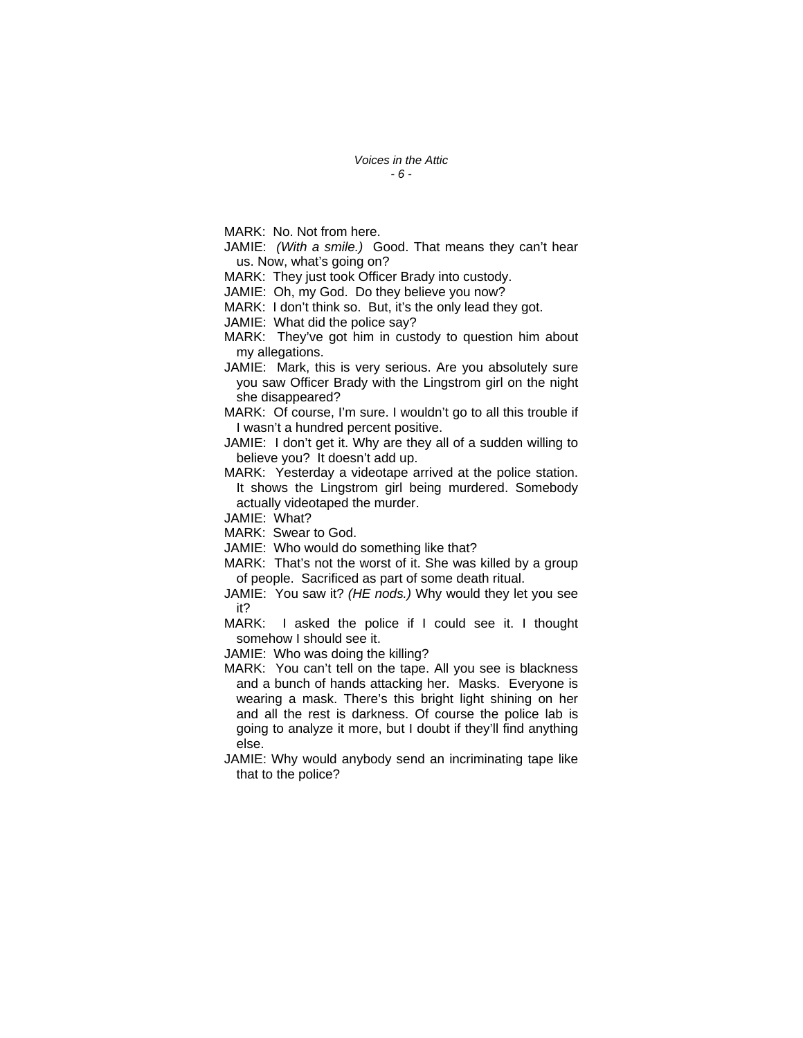MARK: No. Not from here.

JAMIE: *(With a smile.)* Good. That means they can't hear us. Now, what's going on?

MARK: They just took Officer Brady into custody.

JAMIE: Oh, my God. Do they believe you now?

MARK: I don't think so. But, it's the only lead they got.

JAMIE: What did the police say?

MARK: They've got him in custody to question him about my allegations.

JAMIE: Mark, this is very serious. Are you absolutely sure you saw Officer Brady with the Lingstrom girl on the night she disappeared?

MARK: Of course, I'm sure. I wouldn't go to all this trouble if I wasn't a hundred percent positive.

JAMIE: I don't get it. Why are they all of a sudden willing to believe you? It doesn't add up.

MARK: Yesterday a videotape arrived at the police station. It shows the Lingstrom girl being murdered. Somebody actually videotaped the murder.

JAMIE: What?

MARK: Swear to God.

JAMIE: Who would do something like that?

MARK: That's not the worst of it. She was killed by a group of people. Sacrificed as part of some death ritual.

JAMIE: You saw it? *(HE nods.)* Why would they let you see it?

MARK: I asked the police if I could see it. I thought somehow I should see it.

JAMIE: Who was doing the killing?

MARK: You can't tell on the tape. All you see is blackness and a bunch of hands attacking her. Masks. Everyone is wearing a mask. There's this bright light shining on her and all the rest is darkness. Of course the police lab is going to analyze it more, but I doubt if they'll find anything else.

JAMIE: Why would anybody send an incriminating tape like that to the police?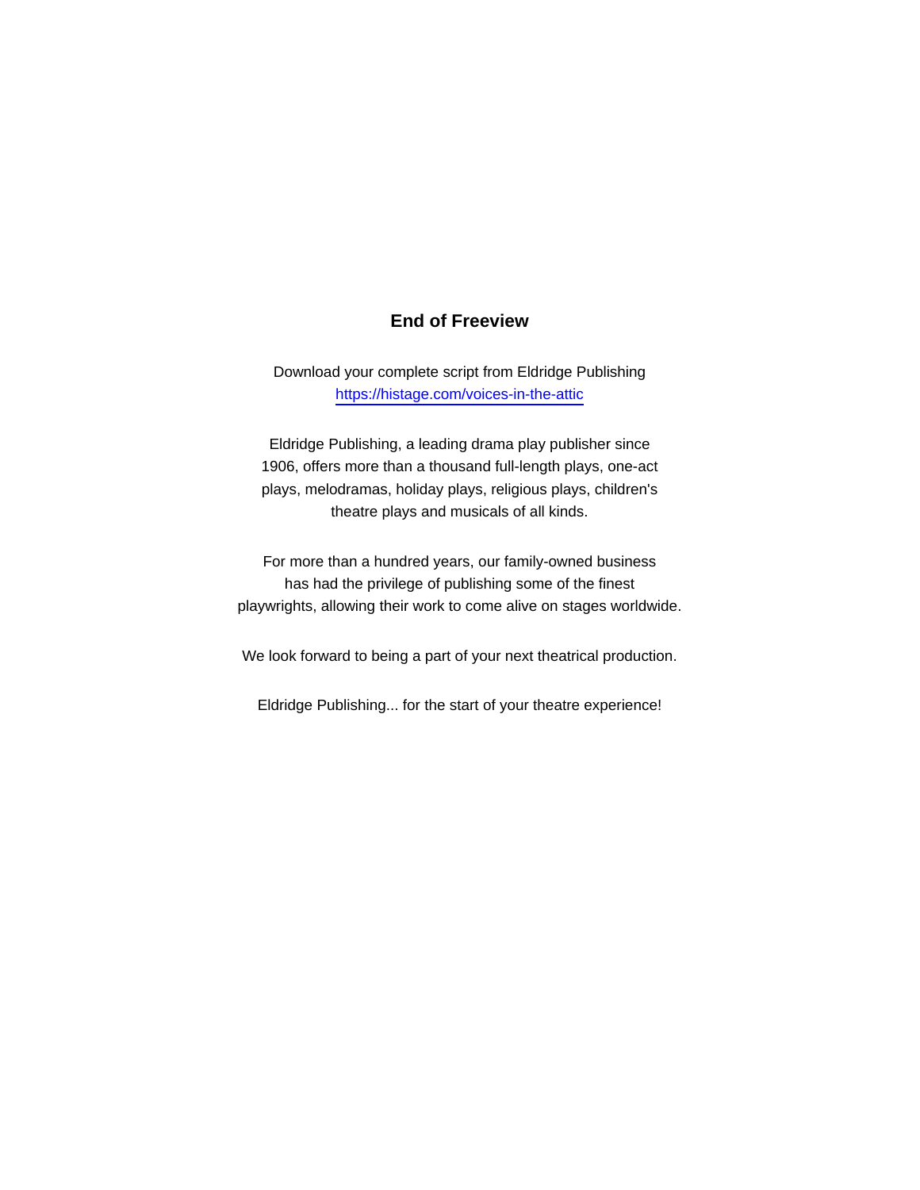## End of Freeview

Download your complete script from Eldridge Publishing
https://histage.com/voices-in-the-attic

Eldridge Publishing, a leading drama play publisher since 1906, offers more than a thousand full-length plays, one-act plays, melodramas, holiday plays, religious plays, children's theatre plays and musicals of all kinds.

For more than a hundred years, our family-owned business has had the privilege of publishing some of the finest playwrights, allowing their work to come alive on stages worldwide.

We look forward to being a part of your next theatrical production.

Eldridge Publishing... for the start of your theatre experience!